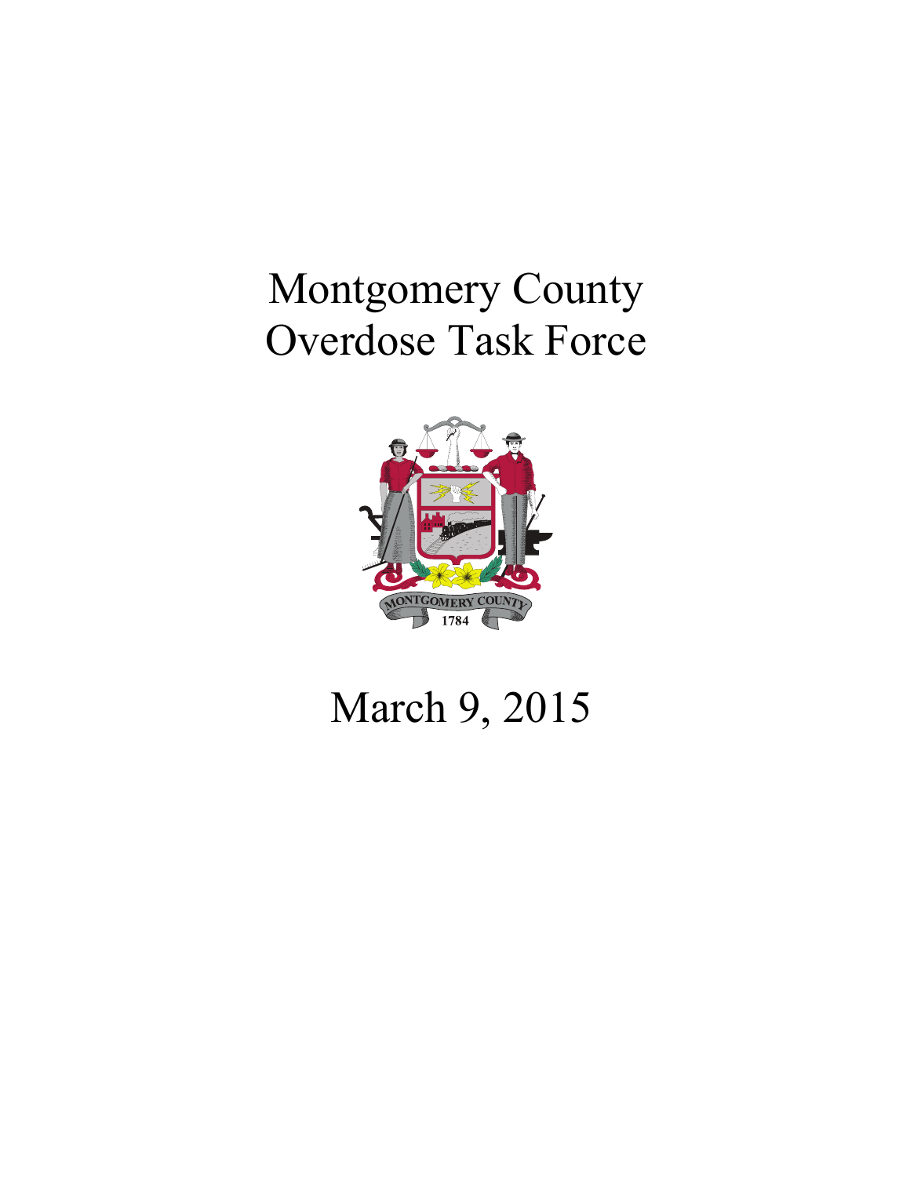# Montgomery County Overdose Task Force

March 9, 2015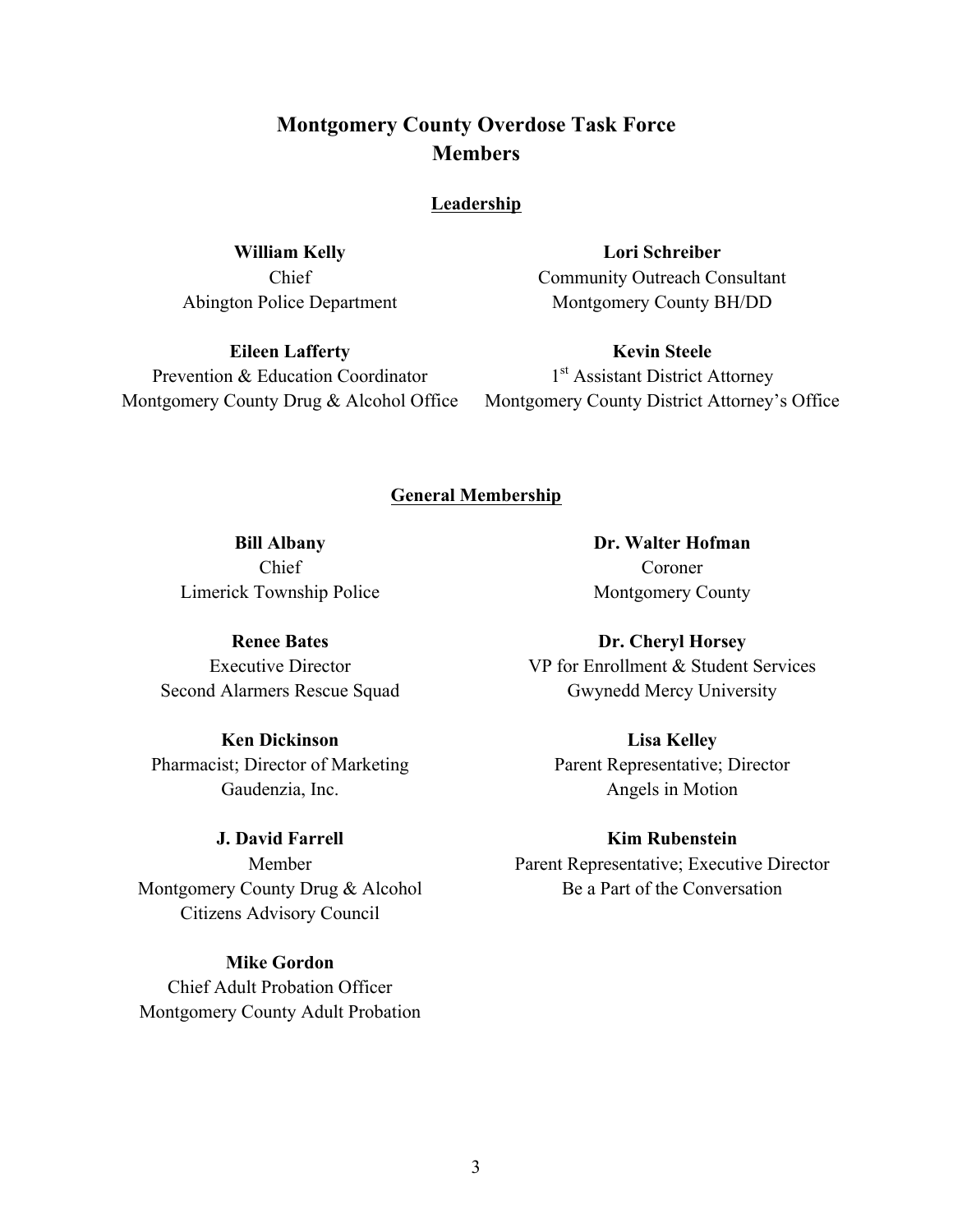# Montgomery County Overdose Task Force
# Members

## Leadership

**William Kelly**
Chief
Abington Police Department

**Lori Schreiber**
Community Outreach Consultant
Montgomery County BH/DD

**Eileen Lafferty**
Prevention & Education Coordinator
Montgomery County Drug & Alcohol Office

**Kevin Steele**
1st Assistant District Attorney
Montgomery County District Attorney's Office

## General Membership

**Bill Albany**
Chief
Limerick Township Police

**Renee Bates**
Executive Director
Second Alarmers Rescue Squad

**Ken Dickinson**
Pharmacist; Director of Marketing
Gaudenzia, Inc.

**J. David Farrell**
Member
Montgomery County Drug & Alcohol
Citizens Advisory Council

**Mike Gordon**
Chief Adult Probation Officer
Montgomery County Adult Probation

**Dr. Walter Hofman**
Coroner
Montgomery County

**Dr. Cheryl Horsey**
VP for Enrollment & Student Services
Gwynedd Mercy University

**Lisa Kelley**
Parent Representative; Director
Angels in Motion

**Kim Rubenstein**
Parent Representative; Executive Director
Be a Part of the Conversation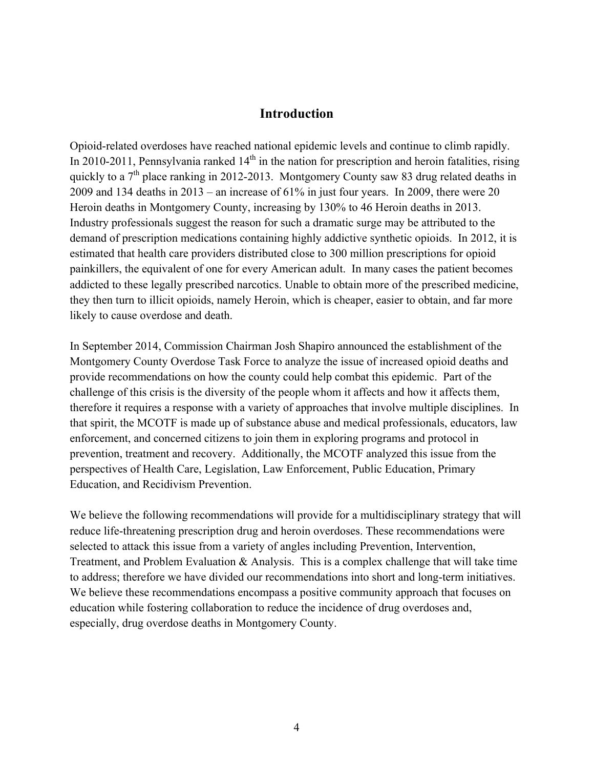## Introduction

Opioid-related overdoses have reached national epidemic levels and continue to climb rapidly. In 2010-2011, Pennsylvania ranked 14th in the nation for prescription and heroin fatalities, rising quickly to a 7th place ranking in 2012-2013. Montgomery County saw 83 drug related deaths in 2009 and 134 deaths in 2013 – an increase of 61% in just four years. In 2009, there were 20 Heroin deaths in Montgomery County, increasing by 130% to 46 Heroin deaths in 2013. Industry professionals suggest the reason for such a dramatic surge may be attributed to the demand of prescription medications containing highly addictive synthetic opioids. In 2012, it is estimated that health care providers distributed close to 300 million prescriptions for opioid painkillers, the equivalent of one for every American adult. In many cases the patient becomes addicted to these legally prescribed narcotics. Unable to obtain more of the prescribed medicine, they then turn to illicit opioids, namely Heroin, which is cheaper, easier to obtain, and far more likely to cause overdose and death.

In September 2014, Commission Chairman Josh Shapiro announced the establishment of the Montgomery County Overdose Task Force to analyze the issue of increased opioid deaths and provide recommendations on how the county could help combat this epidemic. Part of the challenge of this crisis is the diversity of the people whom it affects and how it affects them, therefore it requires a response with a variety of approaches that involve multiple disciplines. In that spirit, the MCOTF is made up of substance abuse and medical professionals, educators, law enforcement, and concerned citizens to join them in exploring programs and protocol in prevention, treatment and recovery. Additionally, the MCOTF analyzed this issue from the perspectives of Health Care, Legislation, Law Enforcement, Public Education, Primary Education, and Recidivism Prevention.

We believe the following recommendations will provide for a multidisciplinary strategy that will reduce life-threatening prescription drug and heroin overdoses. These recommendations were selected to attack this issue from a variety of angles including Prevention, Intervention, Treatment, and Problem Evaluation & Analysis. This is a complex challenge that will take time to address; therefore we have divided our recommendations into short and long-term initiatives. We believe these recommendations encompass a positive community approach that focuses on education while fostering collaboration to reduce the incidence of drug overdoses and, especially, drug overdose deaths in Montgomery County.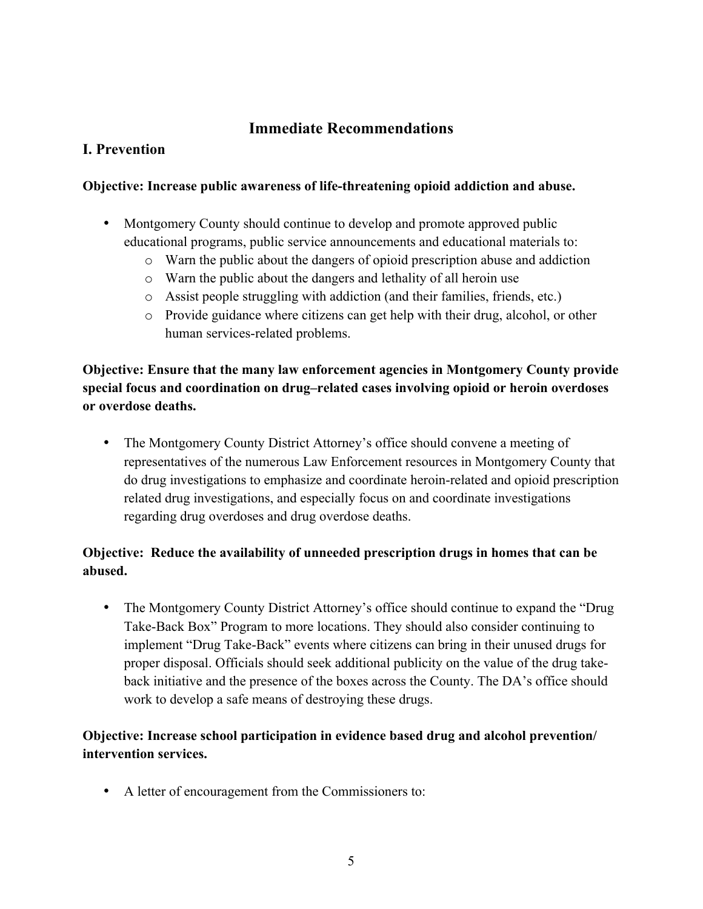## Immediate Recommendations

### I. Prevention

**Objective: Increase public awareness of life-threatening opioid addiction and abuse.**

- Montgomery County should continue to develop and promote approved public educational programs, public service announcements and educational materials to:
  - Warn the public about the dangers of opioid prescription abuse and addiction
  - Warn the public about the dangers and lethality of all heroin use
  - Assist people struggling with addiction (and their families, friends, etc.)
  - Provide guidance where citizens can get help with their drug, alcohol, or other human services-related problems.

**Objective: Ensure that the many law enforcement agencies in Montgomery County provide special focus and coordination on drug–related cases involving opioid or heroin overdoses or overdose deaths.**

- The Montgomery County District Attorney's office should convene a meeting of representatives of the numerous Law Enforcement resources in Montgomery County that do drug investigations to emphasize and coordinate heroin-related and opioid prescription related drug investigations, and especially focus on and coordinate investigations regarding drug overdoses and drug overdose deaths.

**Objective: Reduce the availability of unneeded prescription drugs in homes that can be abused.**

- The Montgomery County District Attorney's office should continue to expand the "Drug Take-Back Box" Program to more locations. They should also consider continuing to implement "Drug Take-Back" events where citizens can bring in their unused drugs for proper disposal. Officials should seek additional publicity on the value of the drug take-back initiative and the presence of the boxes across the County. The DA's office should work to develop a safe means of destroying these drugs.

**Objective: Increase school participation in evidence based drug and alcohol prevention/ intervention services.**

- A letter of encouragement from the Commissioners to: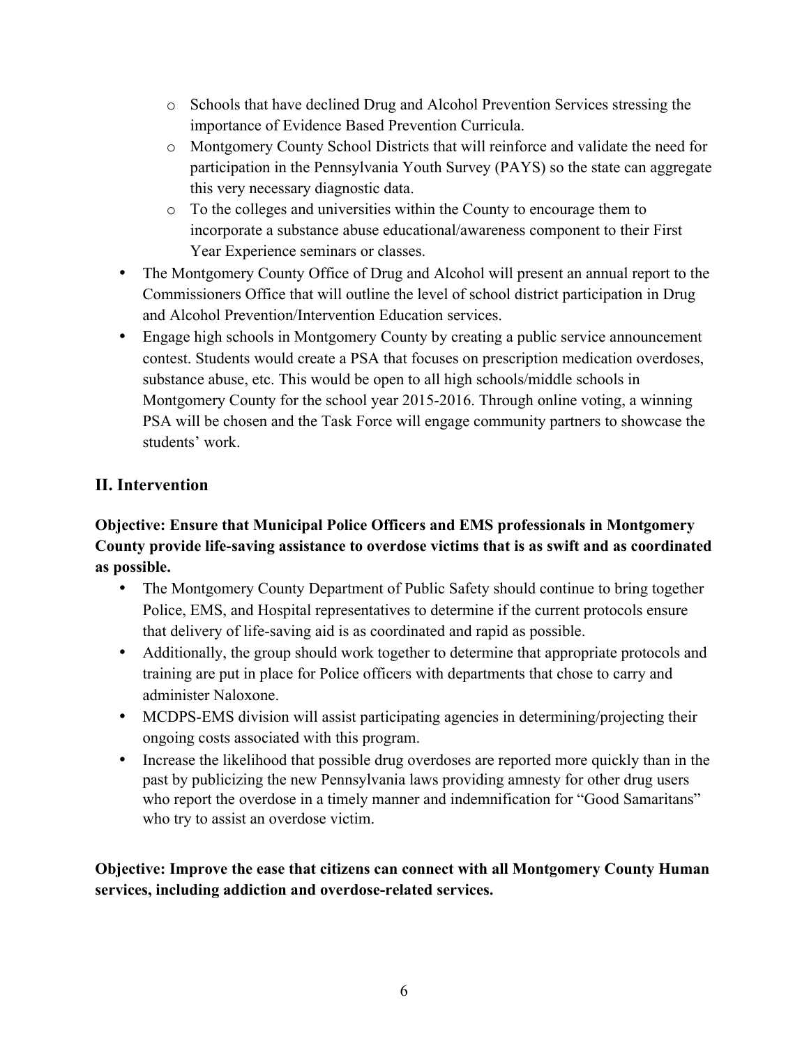- Schools that have declined Drug and Alcohol Prevention Services stressing the importance of Evidence Based Prevention Curricula.
    - Montgomery County School Districts that will reinforce and validate the need for participation in the Pennsylvania Youth Survey (PAYS) so the state can aggregate this very necessary diagnostic data.
    - To the colleges and universities within the County to encourage them to incorporate a substance abuse educational/awareness component to their First Year Experience seminars or classes.
- The Montgomery County Office of Drug and Alcohol will present an annual report to the Commissioners Office that will outline the level of school district participation in Drug and Alcohol Prevention/Intervention Education services.
- Engage high schools in Montgomery County by creating a public service announcement contest. Students would create a PSA that focuses on prescription medication overdoses, substance abuse, etc. This would be open to all high schools/middle schools in Montgomery County for the school year 2015-2016. Through online voting, a winning PSA will be chosen and the Task Force will engage community partners to showcase the students' work.

## II. Intervention

**Objective: Ensure that Municipal Police Officers and EMS professionals in Montgomery County provide life-saving assistance to overdose victims that is as swift and as coordinated as possible.**

- The Montgomery County Department of Public Safety should continue to bring together Police, EMS, and Hospital representatives to determine if the current protocols ensure that delivery of life-saving aid is as coordinated and rapid as possible.
- Additionally, the group should work together to determine that appropriate protocols and training are put in place for Police officers with departments that chose to carry and administer Naloxone.
- MCDPS-EMS division will assist participating agencies in determining/projecting their ongoing costs associated with this program.
- Increase the likelihood that possible drug overdoses are reported more quickly than in the past by publicizing the new Pennsylvania laws providing amnesty for other drug users who report the overdose in a timely manner and indemnification for "Good Samaritans" who try to assist an overdose victim.

**Objective: Improve the ease that citizens can connect with all Montgomery County Human services, including addiction and overdose-related services.**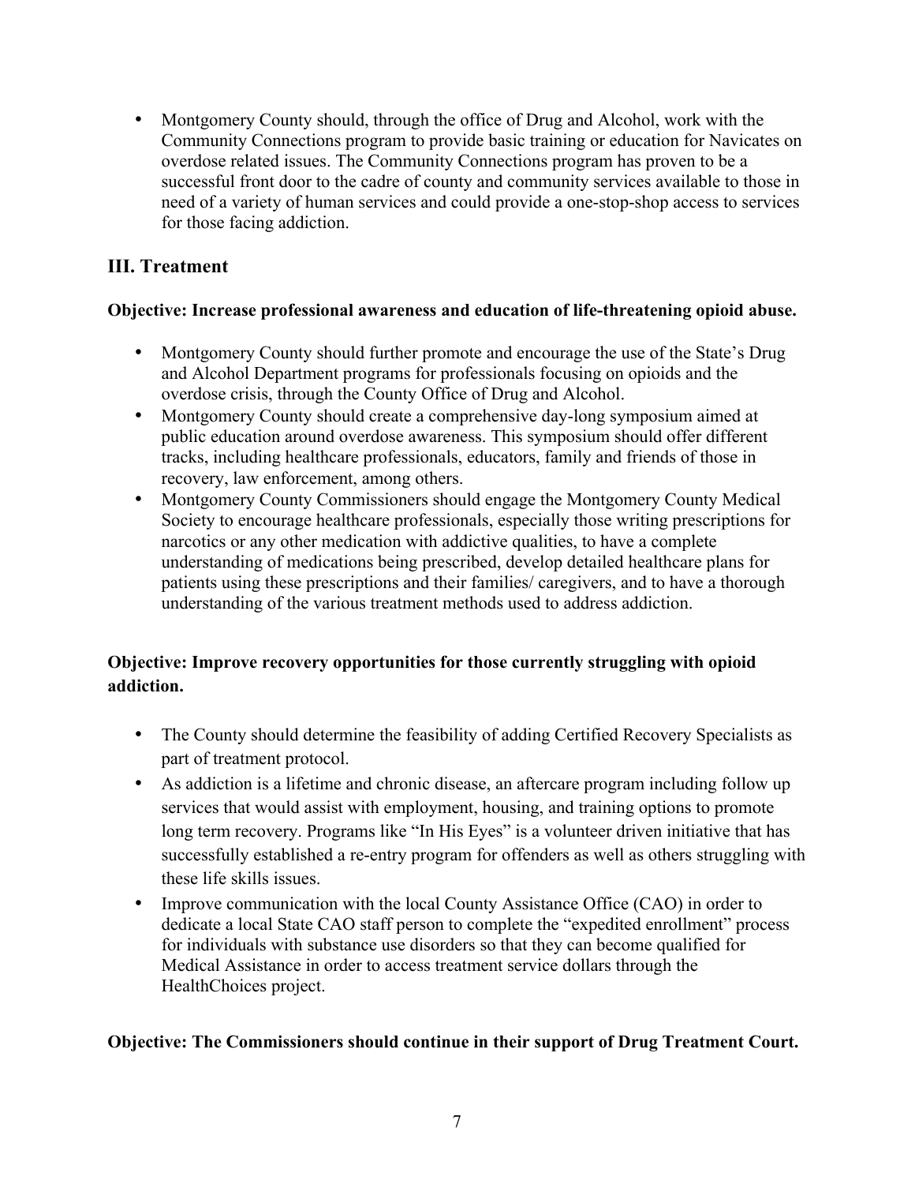- Montgomery County should, through the office of Drug and Alcohol, work with the Community Connections program to provide basic training or education for Navicates on overdose related issues. The Community Connections program has proven to be a successful front door to the cadre of county and community services available to those in need of a variety of human services and could provide a one-stop-shop access to services for those facing addiction.

## III. Treatment

**Objective: Increase professional awareness and education of life-threatening opioid abuse.**

- Montgomery County should further promote and encourage the use of the State's Drug and Alcohol Department programs for professionals focusing on opioids and the overdose crisis, through the County Office of Drug and Alcohol.
- Montgomery County should create a comprehensive day-long symposium aimed at public education around overdose awareness. This symposium should offer different tracks, including healthcare professionals, educators, family and friends of those in recovery, law enforcement, among others.
- Montgomery County Commissioners should engage the Montgomery County Medical Society to encourage healthcare professionals, especially those writing prescriptions for narcotics or any other medication with addictive qualities, to have a complete understanding of medications being prescribed, develop detailed healthcare plans for patients using these prescriptions and their families/ caregivers, and to have a thorough understanding of the various treatment methods used to address addiction.

**Objective: Improve recovery opportunities for those currently struggling with opioid addiction.**

- The County should determine the feasibility of adding Certified Recovery Specialists as part of treatment protocol.
- As addiction is a lifetime and chronic disease, an aftercare program including follow up services that would assist with employment, housing, and training options to promote long term recovery. Programs like "In His Eyes" is a volunteer driven initiative that has successfully established a re-entry program for offenders as well as others struggling with these life skills issues.
- Improve communication with the local County Assistance Office (CAO) in order to dedicate a local State CAO staff person to complete the "expedited enrollment" process for individuals with substance use disorders so that they can become qualified for Medical Assistance in order to access treatment service dollars through the HealthChoices project.

**Objective: The Commissioners should continue in their support of Drug Treatment Court.**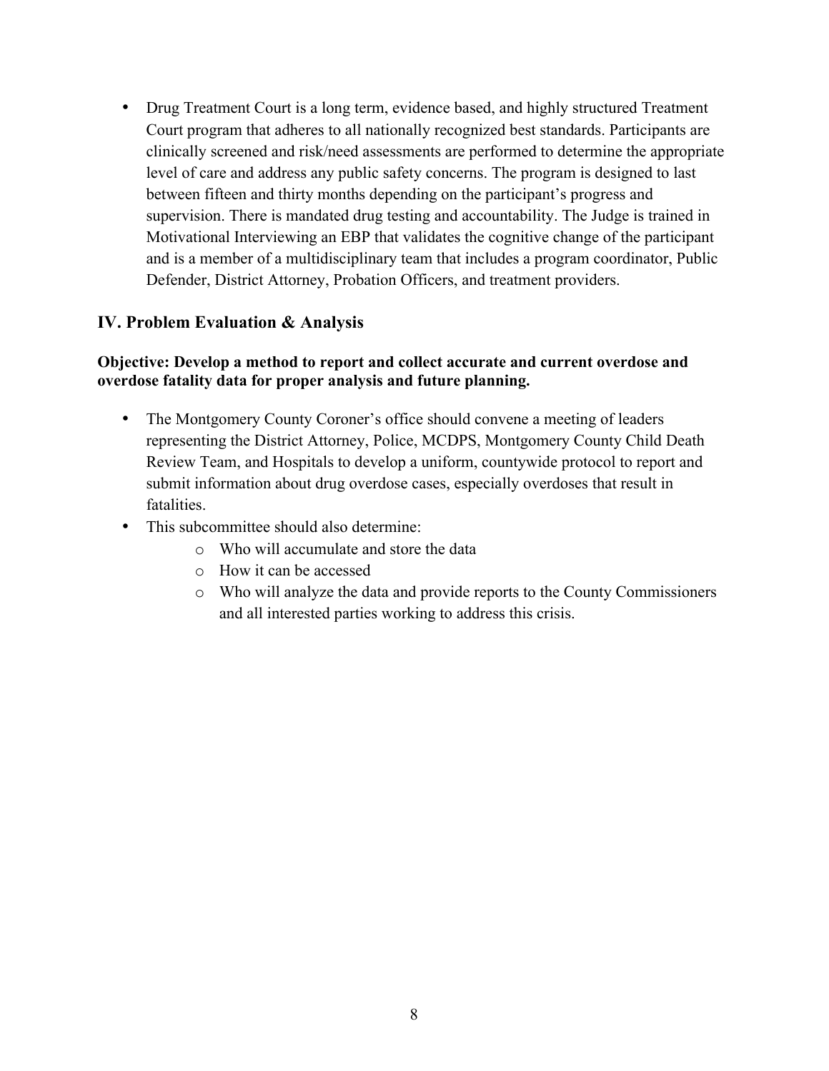- Drug Treatment Court is a long term, evidence based, and highly structured Treatment Court program that adheres to all nationally recognized best standards. Participants are clinically screened and risk/need assessments are performed to determine the appropriate level of care and address any public safety concerns. The program is designed to last between fifteen and thirty months depending on the participant's progress and supervision. There is mandated drug testing and accountability. The Judge is trained in Motivational Interviewing an EBP that validates the cognitive change of the participant and is a member of a multidisciplinary team that includes a program coordinator, Public Defender, District Attorney, Probation Officers, and treatment providers.

## IV. Problem Evaluation & Analysis

**Objective: Develop a method to report and collect accurate and current overdose and overdose fatality data for proper analysis and future planning.**

- The Montgomery County Coroner's office should convene a meeting of leaders representing the District Attorney, Police, MCDPS, Montgomery County Child Death Review Team, and Hospitals to develop a uniform, countywide protocol to report and submit information about drug overdose cases, especially overdoses that result in fatalities.
- This subcommittee should also determine:
  - Who will accumulate and store the data
  - How it can be accessed
  - Who will analyze the data and provide reports to the County Commissioners and all interested parties working to address this crisis.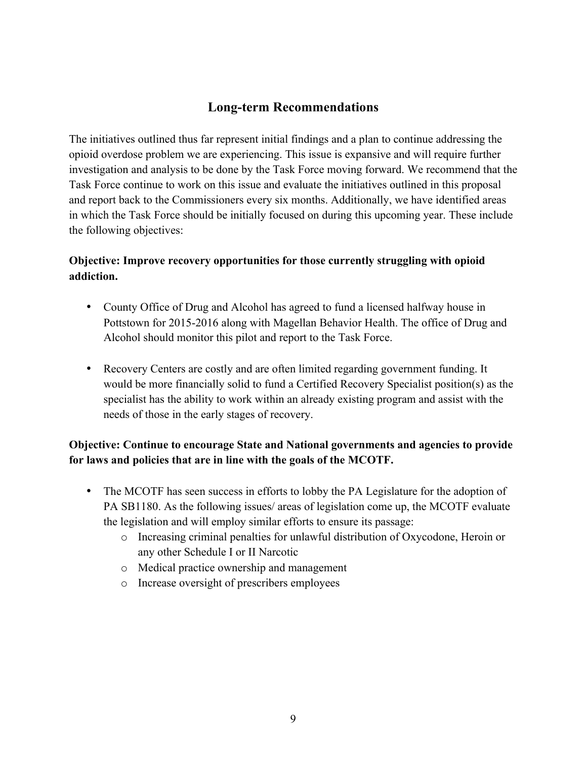## Long-term Recommendations

The initiatives outlined thus far represent initial findings and a plan to continue addressing the opioid overdose problem we are experiencing. This issue is expansive and will require further investigation and analysis to be done by the Task Force moving forward. We recommend that the Task Force continue to work on this issue and evaluate the initiatives outlined in this proposal and report back to the Commissioners every six months. Additionally, we have identified areas in which the Task Force should be initially focused on during this upcoming year. These include the following objectives:

**Objective: Improve recovery opportunities for those currently struggling with opioid addiction.**

- County Office of Drug and Alcohol has agreed to fund a licensed halfway house in Pottstown for 2015-2016 along with Magellan Behavior Health. The office of Drug and Alcohol should monitor this pilot and report to the Task Force.
- Recovery Centers are costly and are often limited regarding government funding. It would be more financially solid to fund a Certified Recovery Specialist position(s) as the specialist has the ability to work within an already existing program and assist with the needs of those in the early stages of recovery.

**Objective: Continue to encourage State and National governments and agencies to provide for laws and policies that are in line with the goals of the MCOTF.**

- The MCOTF has seen success in efforts to lobby the PA Legislature for the adoption of PA SB1180. As the following issues/ areas of legislation come up, the MCOTF evaluate the legislation and will employ similar efforts to ensure its passage:
  - Increasing criminal penalties for unlawful distribution of Oxycodone, Heroin or any other Schedule I or II Narcotic
  - Medical practice ownership and management
  - Increase oversight of prescribers employees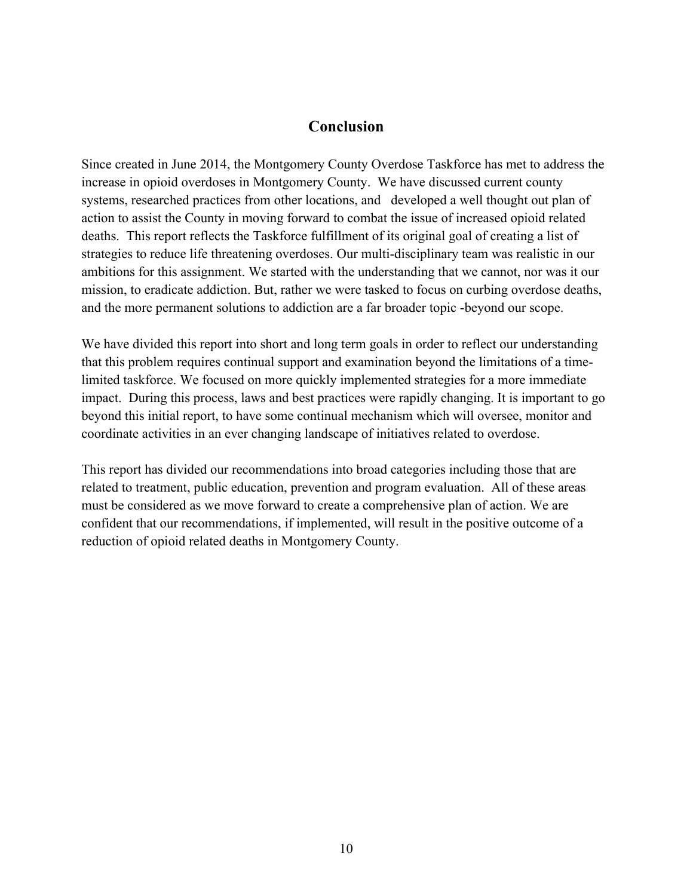## Conclusion

Since created in June 2014, the Montgomery County Overdose Taskforce has met to address the increase in opioid overdoses in Montgomery County. We have discussed current county systems, researched practices from other locations, and developed a well thought out plan of action to assist the County in moving forward to combat the issue of increased opioid related deaths. This report reflects the Taskforce fulfillment of its original goal of creating a list of strategies to reduce life threatening overdoses. Our multi-disciplinary team was realistic in our ambitions for this assignment. We started with the understanding that we cannot, nor was it our mission, to eradicate addiction. But, rather we were tasked to focus on curbing overdose deaths, and the more permanent solutions to addiction are a far broader topic -beyond our scope.

We have divided this report into short and long term goals in order to reflect our understanding that this problem requires continual support and examination beyond the limitations of a time-limited taskforce. We focused on more quickly implemented strategies for a more immediate impact. During this process, laws and best practices were rapidly changing. It is important to go beyond this initial report, to have some continual mechanism which will oversee, monitor and coordinate activities in an ever changing landscape of initiatives related to overdose.

This report has divided our recommendations into broad categories including those that are related to treatment, public education, prevention and program evaluation. All of these areas must be considered as we move forward to create a comprehensive plan of action. We are confident that our recommendations, if implemented, will result in the positive outcome of a reduction of opioid related deaths in Montgomery County.